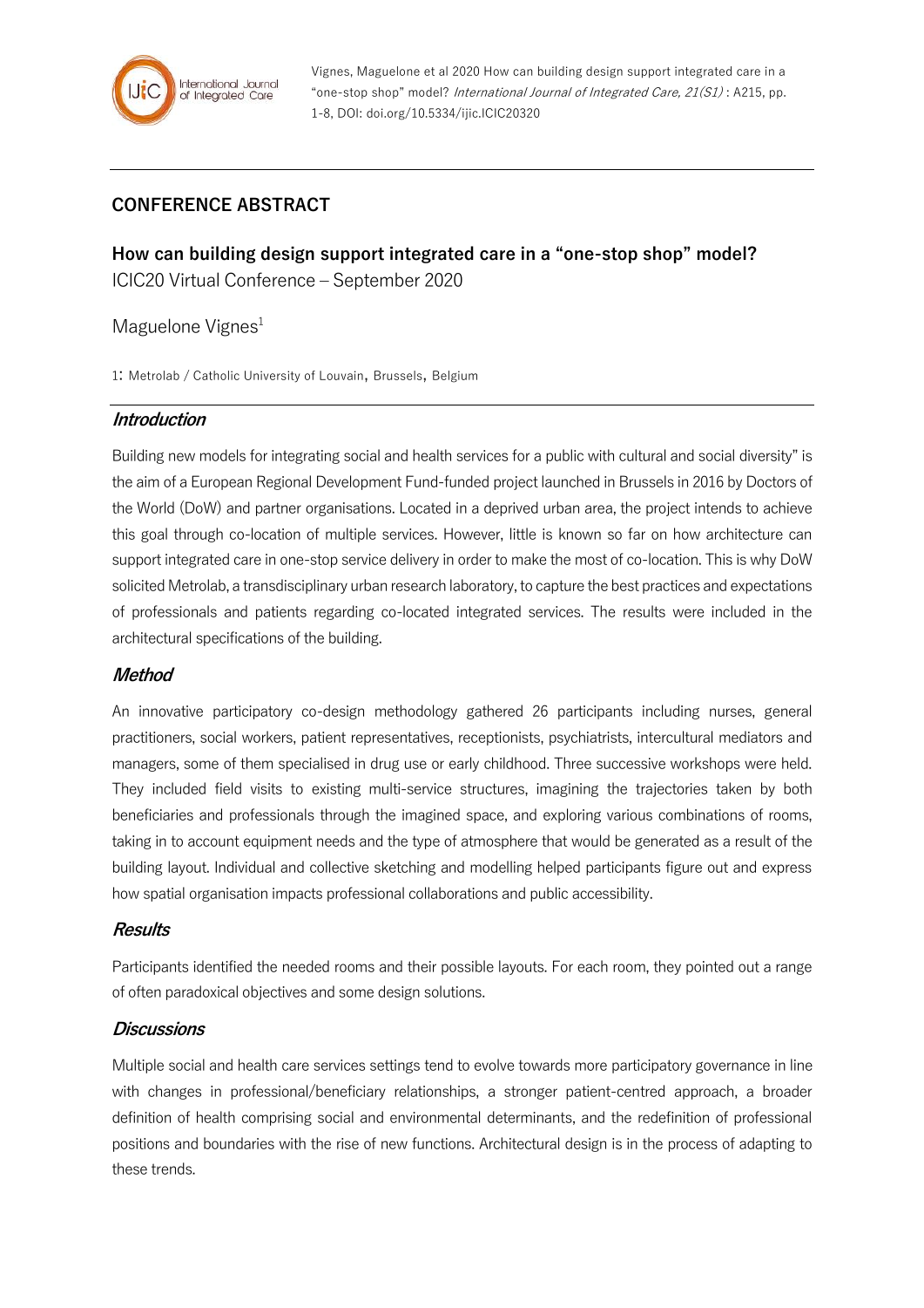Vignes, Maguelone et al 2020 How can building design support integrated care in a "one-stop shop" model? *International Journal of Integrated Care, 21(S1)* : A215, pp. 1-8, DOI: doi.org/10.5334/ijic.ICIC20320

## CONFERENCE ABSTRACT

# How can building design support integrated care in a "one-stop shop" model?

ICIC20 Virtual Conference – September 2020

Maguelone Vignes[1]

1: Metrolab / Catholic University of Louvain, Brussels, Belgium

### *Introduction*

Building new models for integrating social and health services for a public with cultural and social diversity" is the aim of a European Regional Development Fund-funded project launched in Brussels in 2016 by Doctors of the World (DoW) and partner organisations. Located in a deprived urban area, the project intends to achieve this goal through co-location of multiple services. However, little is known so far on how architecture can support integrated care in one-stop service delivery in order to make the most of co-location. This is why DoW solicited Metrolab, a transdisciplinary urban research laboratory, to capture the best practices and expectations of professionals and patients regarding co-located integrated services. The results were included in the architectural specifications of the building.

### *Method*

An innovative participatory co-design methodology gathered 26 participants including nurses, general practitioners, social workers, patient representatives, receptionists, psychiatrists, intercultural mediators and managers, some of them specialised in drug use or early childhood. Three successive workshops were held. They included field visits to existing multi-service structures, imagining the trajectories taken by both beneficiaries and professionals through the imagined space, and exploring various combinations of rooms, taking in to account equipment needs and the type of atmosphere that would be generated as a result of the building layout. Individual and collective sketching and modelling helped participants figure out and express how spatial organisation impacts professional collaborations and public accessibility.

### *Results*

Participants identified the needed rooms and their possible layouts. For each room, they pointed out a range of often paradoxical objectives and some design solutions.

### *Discussions*

Multiple social and health care services settings tend to evolve towards more participatory governance in line with changes in professional/beneficiary relationships, a stronger patient-centred approach, a broader definition of health comprising social and environmental determinants, and the redefinition of professional positions and boundaries with the rise of new functions. Architectural design is in the process of adapting to these trends.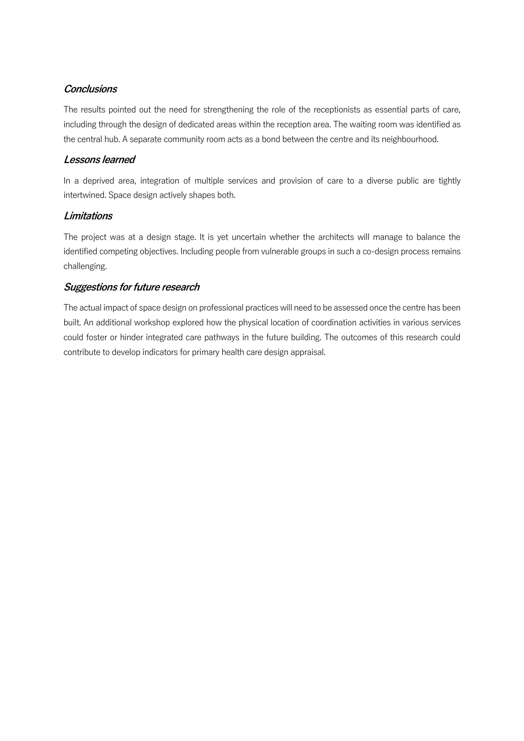### *Conclusions*

The results pointed out the need for strengthening the role of the receptionists as essential parts of care, including through the design of dedicated areas within the reception area. The waiting room was identified as the central hub. A separate community room acts as a bond between the centre and its neighbourhood.

### *Lessons learned*

In a deprived area, integration of multiple services and provision of care to a diverse public are tightly intertwined. Space design actively shapes both.

### *Limitations*

The project was at a design stage. It is yet uncertain whether the architects will manage to balance the identified competing objectives. Including people from vulnerable groups in such a co-design process remains challenging.

### *Suggestions for future research*

The actual impact of space design on professional practices will need to be assessed once the centre has been built. An additional workshop explored how the physical location of coordination activities in various services could foster or hinder integrated care pathways in the future building. The outcomes of this research could contribute to develop indicators for primary health care design appraisal.